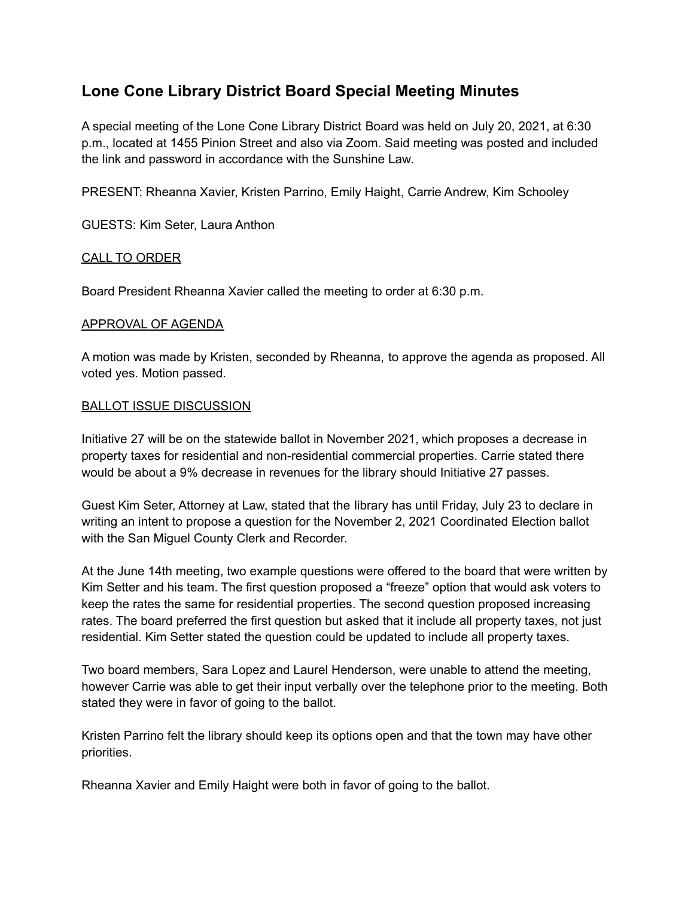# Lone Cone Library District Board Special Meeting Minutes

A special meeting of the Lone Cone Library District Board was held on July 20, 2021, at 6:30 p.m., located at 1455 Pinion Street and also via Zoom. Said meeting was posted and included the link and password in accordance with the Sunshine Law.

PRESENT: Rheanna Xavier, Kristen Parrino, Emily Haight, Carrie Andrew, Kim Schooley

GUESTS: Kim Seter, Laura Anthon

<u>CALL TO ORDER</u>

Board President Rheanna Xavier called the meeting to order at 6:30 p.m.

<u>APPROVAL OF AGENDA</u>

A motion was made by Kristen, seconded by Rheanna, to approve the agenda as proposed. All voted yes. Motion passed.

<u>BALLOT ISSUE DISCUSSION</u>

Initiative 27 will be on the statewide ballot in November 2021, which proposes a decrease in property taxes for residential and non-residential commercial properties. Carrie stated there would be about a 9% decrease in revenues for the library should Initiative 27 passes.

Guest Kim Seter, Attorney at Law, stated that the library has until Friday, July 23 to declare in writing an intent to propose a question for the November 2, 2021 Coordinated Election ballot with the San Miguel County Clerk and Recorder.

At the June 14th meeting, two example questions were offered to the board that were written by Kim Setter and his team. The first question proposed a "freeze" option that would ask voters to keep the rates the same for residential properties. The second question proposed increasing rates. The board preferred the first question but asked that it include all property taxes, not just residential. Kim Setter stated the question could be updated to include all property taxes.

Two board members, Sara Lopez and Laurel Henderson, were unable to attend the meeting, however Carrie was able to get their input verbally over the telephone prior to the meeting. Both stated they were in favor of going to the ballot.

Kristen Parrino felt the library should keep its options open and that the town may have other priorities.

Rheanna Xavier and Emily Haight were both in favor of going to the ballot.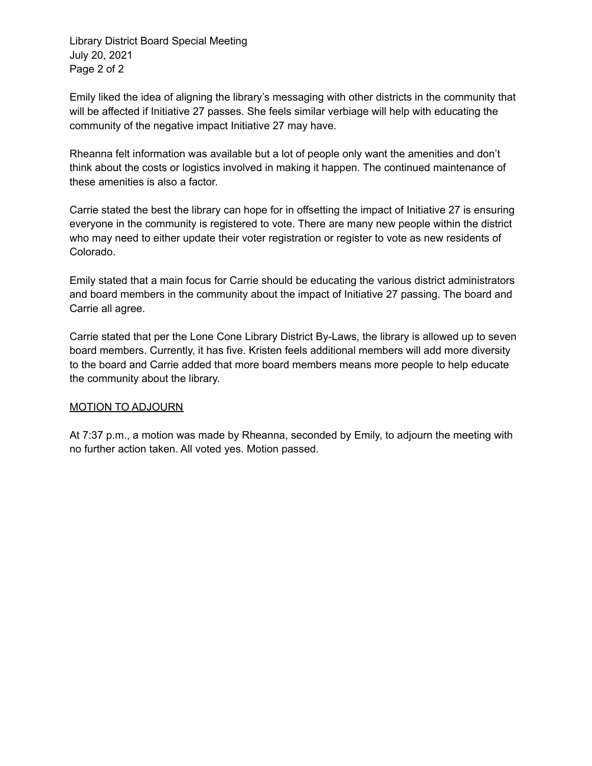Emily liked the idea of aligning the library's messaging with other districts in the community that will be affected if Initiative 27 passes. She feels similar verbiage will help with educating the community of the negative impact Initiative 27 may have.

Rheanna felt information was available but a lot of people only want the amenities and don't think about the costs or logistics involved in making it happen. The continued maintenance of these amenities is also a factor.

Carrie stated the best the library can hope for in offsetting the impact of Initiative 27 is ensuring everyone in the community is registered to vote. There are many new people within the district who may need to either update their voter registration or register to vote as new residents of Colorado.

Emily stated that a main focus for Carrie should be educating the various district administrators and board members in the community about the impact of Initiative 27 passing. The board and Carrie all agree.

Carrie stated that per the Lone Cone Library District By-Laws, the library is allowed up to seven board members. Currently, it has five. Kristen feels additional members will add more diversity to the board and Carrie added that more board members means more people to help educate the community about the library.

<u>MOTION TO ADJOURN</u>

At 7:37 p.m., a motion was made by Rheanna, seconded by Emily, to adjourn the meeting with no further action taken. All voted yes. Motion passed.